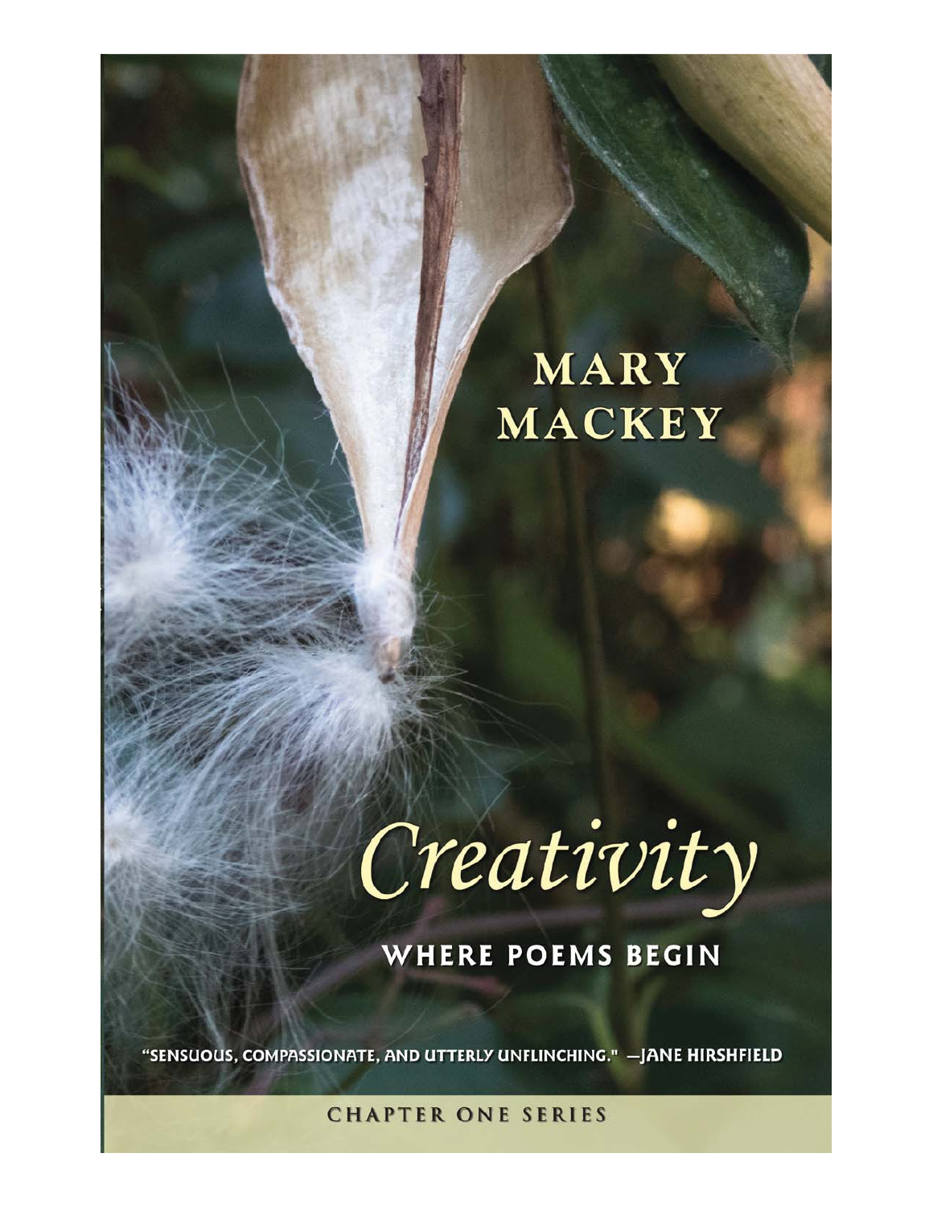# MARY MACKEY

# *Creativity*

## WHERE POEMS BEGIN

"SENSUOUS, COMPASSIONATE, AND UTTERLY UNFLINCHING." —JANE HIRSHFIELD

CHAPTER ONE SERIES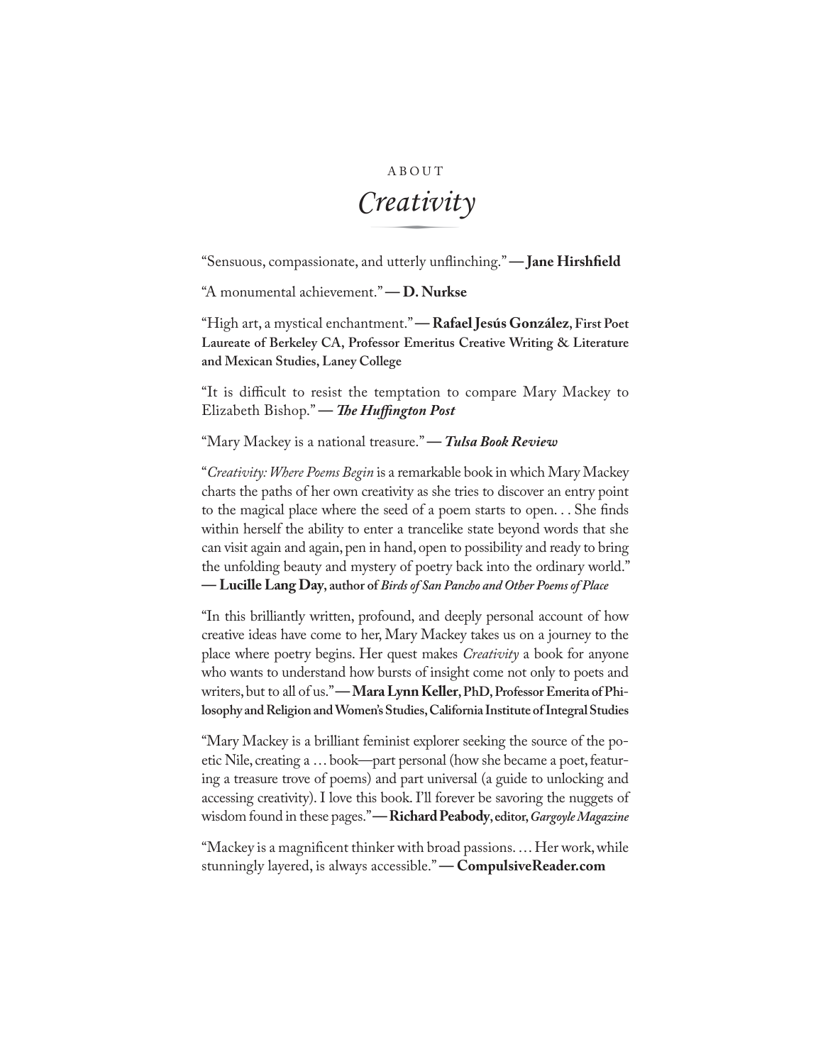ABOUT

# *Creativity*

"Sensuous, compassionate, and utterly unflinching." **— Jane Hirshfield**

"A monumental achievement." **— D. Nurkse**

"High art, a mystical enchantment." **— Rafael Jesús González, First Poet Laureate of Berkeley CA, Professor Emeritus Creative Writing & Literature and Mexican Studies, Laney College**

"It is difficult to resist the temptation to compare Mary Mackey to Elizabeth Bishop." **— *The Huffington Post***

"Mary Mackey is a national treasure." **— *Tulsa Book Review***

"*Creativity: Where Poems Begin* is a remarkable book in which Mary Mackey charts the paths of her own creativity as she tries to discover an entry point to the magical place where the seed of a poem starts to open. . . She finds within herself the ability to enter a trancelike state beyond words that she can visit again and again, pen in hand, open to possibility and ready to bring the unfolding beauty and mystery of poetry back into the ordinary world." **— Lucille Lang Day, author of *Birds of San Pancho and Other Poems of Place***

"In this brilliantly written, profound, and deeply personal account of how creative ideas have come to her, Mary Mackey takes us on a journey to the place where poetry begins. Her quest makes *Creativity* a book for anyone who wants to understand how bursts of insight come not only to poets and writers, but to all of us." **— Mara Lynn Keller, PhD, Professor Emerita of Philosophy and Religion and Women's Studies, California Institute of Integral Studies**

"Mary Mackey is a brilliant feminist explorer seeking the source of the poetic Nile, creating a … book—part personal (how she became a poet, featuring a treasure trove of poems) and part universal (a guide to unlocking and accessing creativity). I love this book. I'll forever be savoring the nuggets of wisdom found in these pages." **— Richard Peabody, editor, *Gargoyle Magazine***

"Mackey is a magnificent thinker with broad passions. … Her work, while stunningly layered, is always accessible." **— CompulsiveReader.com**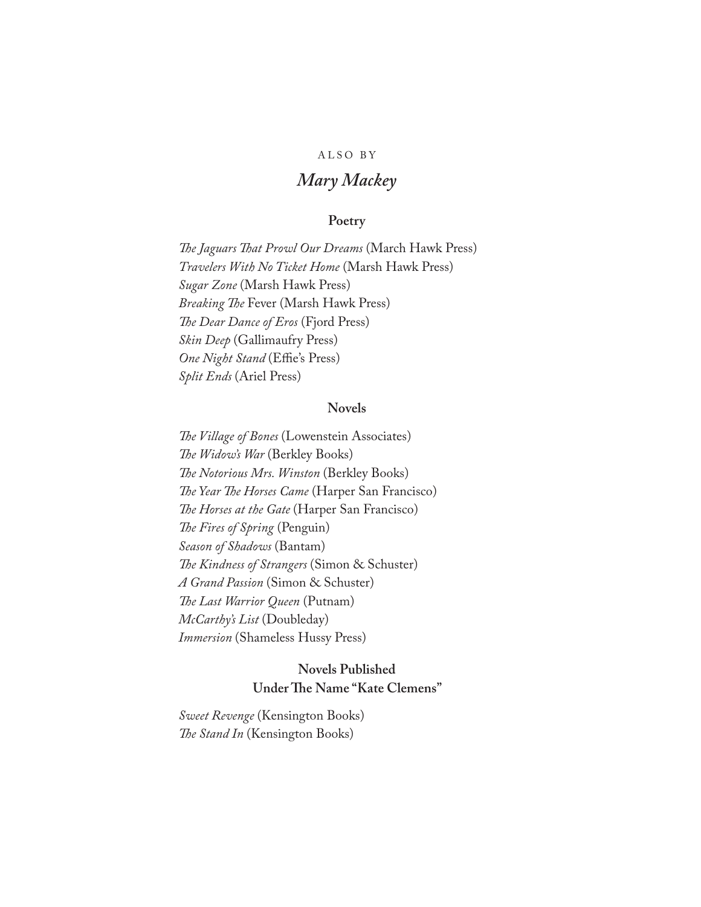ALSO BY

# *Mary Mackey*

## Poetry

*The Jaguars That Prowl Our Dreams* (March Hawk Press)
*Travelers With No Ticket Home* (Marsh Hawk Press)
*Sugar Zone* (Marsh Hawk Press)
*Breaking The* Fever (Marsh Hawk Press)
*The Dear Dance of Eros* (Fjord Press)
*Skin Deep* (Gallimaufry Press)
*One Night Stand* (Effie's Press)
*Split Ends* (Ariel Press)

## Novels

*The Village of Bones* (Lowenstein Associates)
*The Widow's War* (Berkley Books)
*The Notorious Mrs. Winston* (Berkley Books)
*The Year The Horses Came* (Harper San Francisco)
*The Horses at the Gate* (Harper San Francisco)
*The Fires of Spring* (Penguin)
*Season of Shadows* (Bantam)
*The Kindness of Strangers* (Simon & Schuster)
*A Grand Passion* (Simon & Schuster)
*The Last Warrior Queen* (Putnam)
*McCarthy's List* (Doubleday)
*Immersion* (Shameless Hussy Press)

## Novels Published Under The Name "Kate Clemens"

*Sweet Revenge* (Kensington Books)
*The Stand In* (Kensington Books)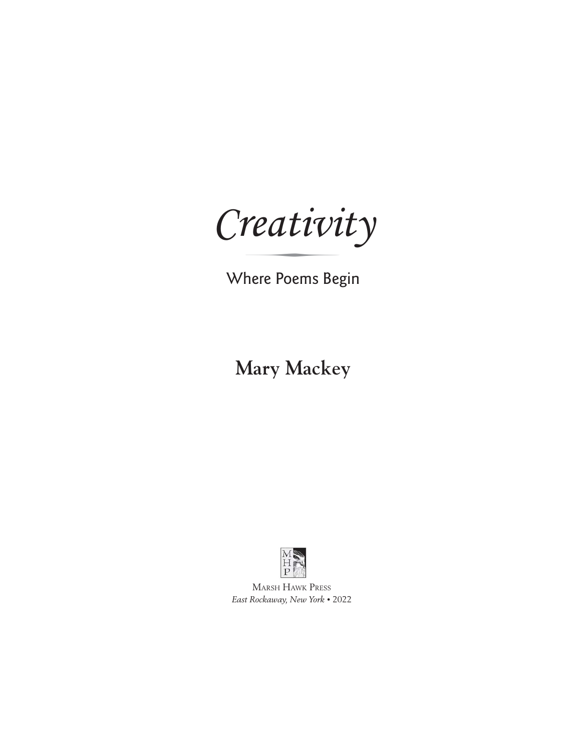# *Creativity*

## Where Poems Begin

**Mary Mackey**

MHP

Marsh Hawk Press
*East Rockaway, New York* • 2022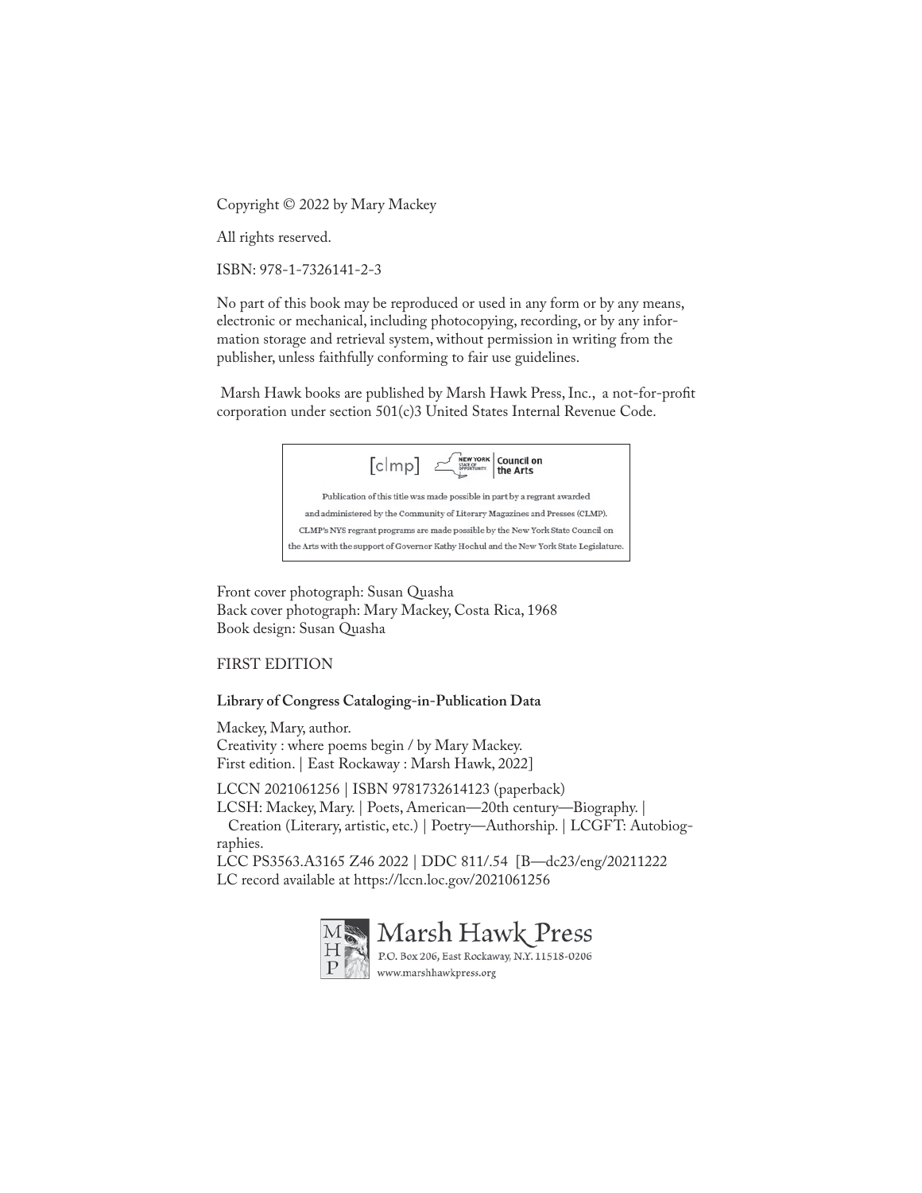Copyright © 2022 by Mary Mackey

All rights reserved.

ISBN: 978-1-7326141-2-3

No part of this book may be reproduced or used in any form or by any means, electronic or mechanical, including photocopying, recording, or by any information storage and retrieval system, without permission in writing from the publisher, unless faithfully conforming to fair use guidelines.

Marsh Hawk books are published by Marsh Hawk Press, Inc., a not-for-profit corporation under section 501(c)3 United States Internal Revenue Code.

[clmp] NEW YORK STATE OF OPPORTUNITY. Council on the Arts

Publication of this title was made possible in part by a regrant awarded and administered by the Community of Literary Magazines and Presses (CLMP). CLMP's NYS regrant programs are made possible by the New York State Council on the Arts with the support of Governor Kathy Hochul and the New York State Legislature.

Front cover photograph: Susan Quasha
Back cover photograph: Mary Mackey, Costa Rica, 1968
Book design: Susan Quasha

FIRST EDITION

**Library of Congress Cataloging-in-Publication Data**

Mackey, Mary, author.
Creativity : where poems begin / by Mary Mackey.
First edition. | East Rockaway : Marsh Hawk, 2022]

LCCN 2021061256 | ISBN 9781732614123 (paperback)
LCSH: Mackey, Mary. | Poets, American—20th century—Biography. | Creation (Literary, artistic, etc.) | Poetry—Authorship. | LCGFT: Autobiographies.
LCC PS3563.A3165 Z46 2022 | DDC 811/.54 [B—dc23/eng/20211222
LC record available at https://lccn.loc.gov/2021061256

Marsh Hawk Press
P.O. Box 206, East Rockaway, N.Y. 11518-0206
www.marshhawkpress.org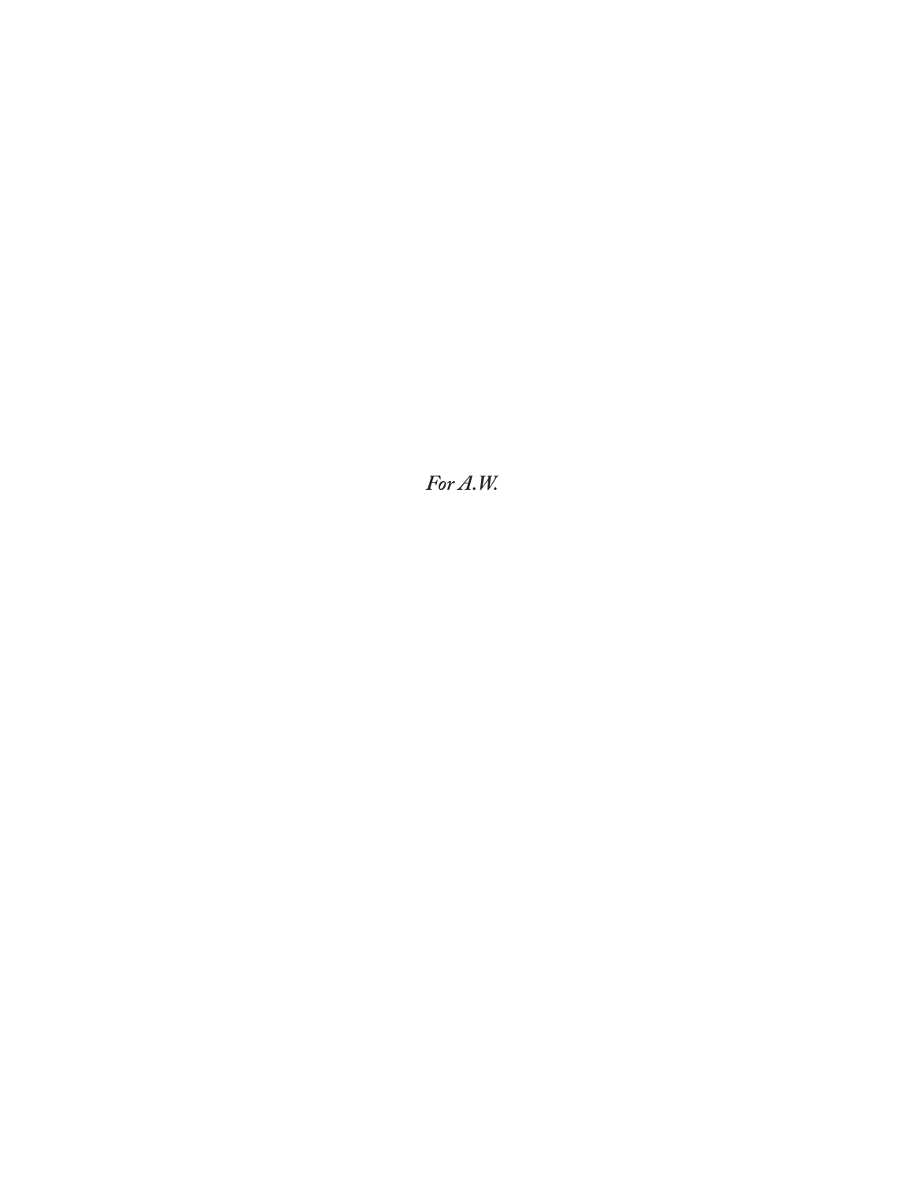*For A.W.*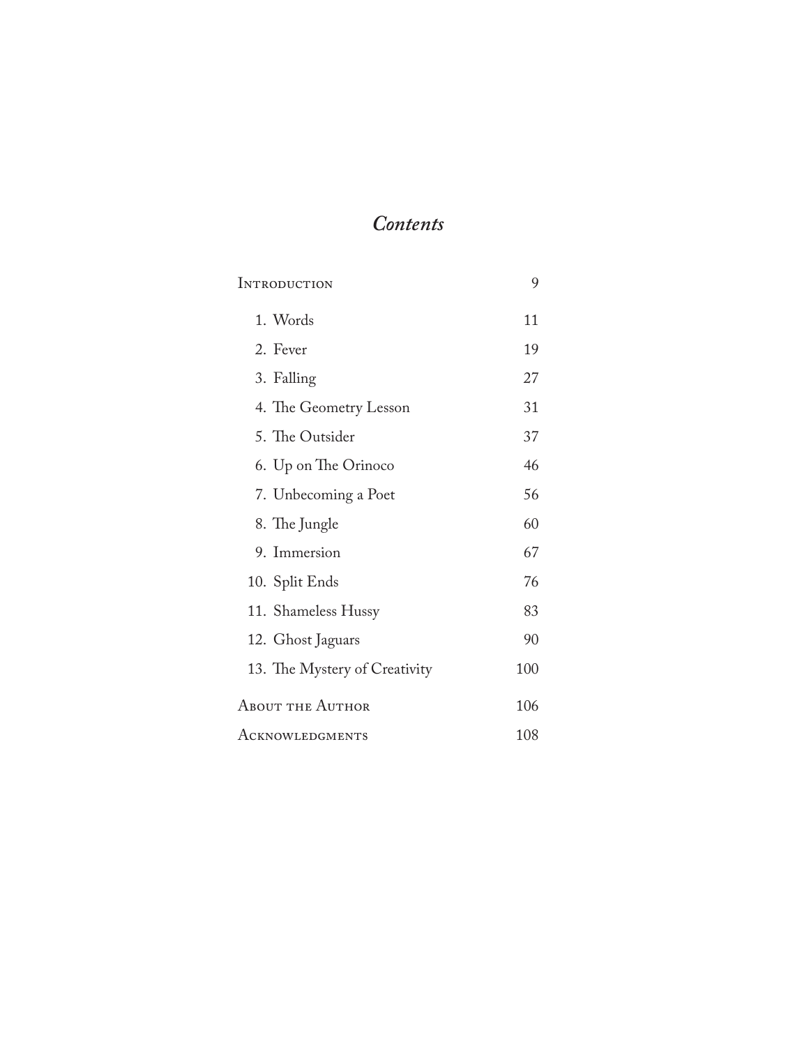# *Contents*

| | |
|---|---|
| Introduction | 9 |
| 1. Words | 11 |
| 2. Fever | 19 |
| 3. Falling | 27 |
| 4. The Geometry Lesson | 31 |
| 5. The Outsider | 37 |
| 6. Up on The Orinoco | 46 |
| 7. Unbecoming a Poet | 56 |
| 8. The Jungle | 60 |
| 9. Immersion | 67 |
| 10. Split Ends | 76 |
| 11. Shameless Hussy | 83 |
| 12. Ghost Jaguars | 90 |
| 13. The Mystery of Creativity | 100 |
| About the Author | 106 |
| Acknowledgments | 108 |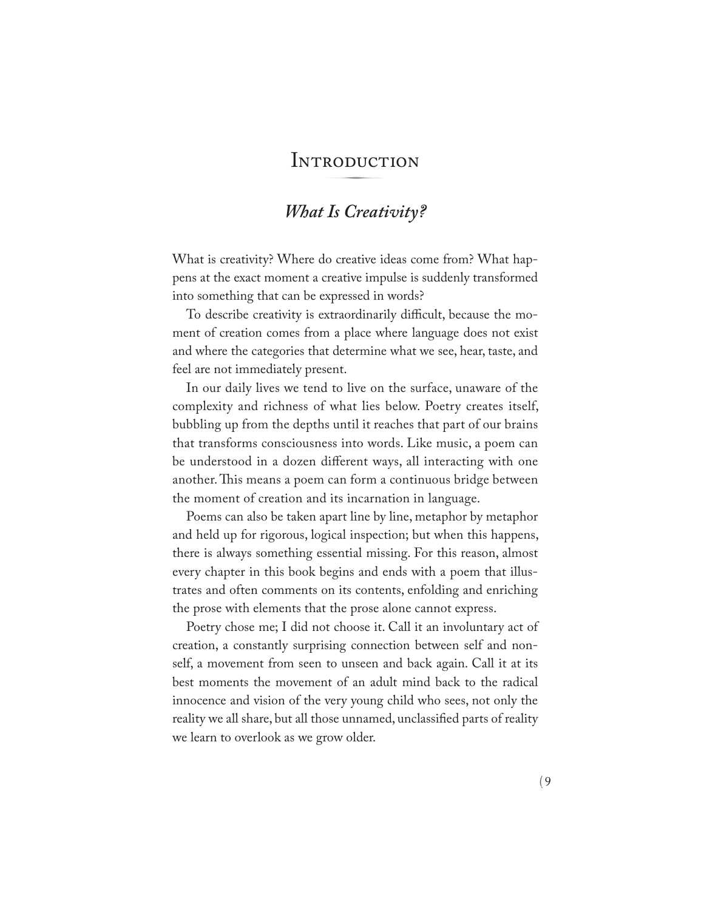# Introduction

## *What Is Creativity?*

What is creativity? Where do creative ideas come from? What happens at the exact moment a creative impulse is suddenly transformed into something that can be expressed in words?

To describe creativity is extraordinarily difficult, because the moment of creation comes from a place where language does not exist and where the categories that determine what we see, hear, taste, and feel are not immediately present.

In our daily lives we tend to live on the surface, unaware of the complexity and richness of what lies below. Poetry creates itself, bubbling up from the depths until it reaches that part of our brains that transforms consciousness into words. Like music, a poem can be understood in a dozen different ways, all interacting with one another. This means a poem can form a continuous bridge between the moment of creation and its incarnation in language.

Poems can also be taken apart line by line, metaphor by metaphor and held up for rigorous, logical inspection; but when this happens, there is always something essential missing. For this reason, almost every chapter in this book begins and ends with a poem that illustrates and often comments on its contents, enfolding and enriching the prose with elements that the prose alone cannot express.

Poetry chose me; I did not choose it. Call it an involuntary act of creation, a constantly surprising connection between self and non-self, a movement from seen to unseen and back again. Call it at its best moments the movement of an adult mind back to the radical innocence and vision of the very young child who sees, not only the reality we all share, but all those unnamed, unclassified parts of reality we learn to overlook as we grow older.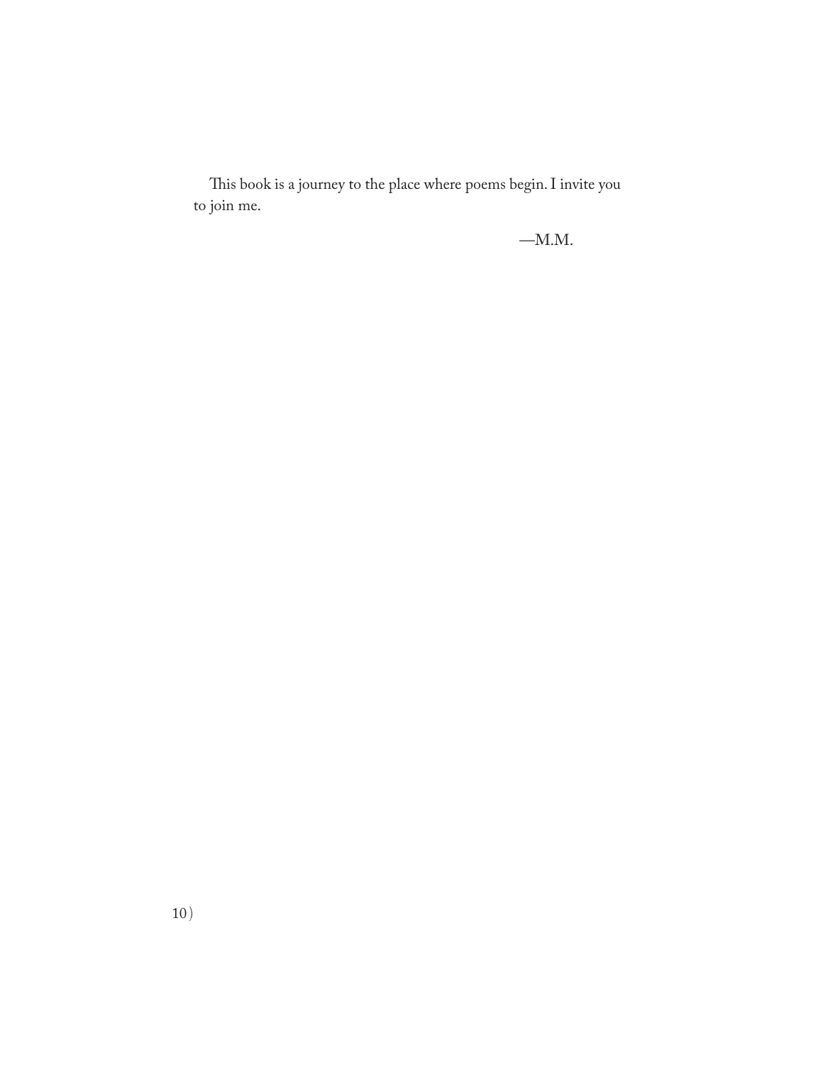This book is a journey to the place where poems begin. I invite you to join me.

—M.M.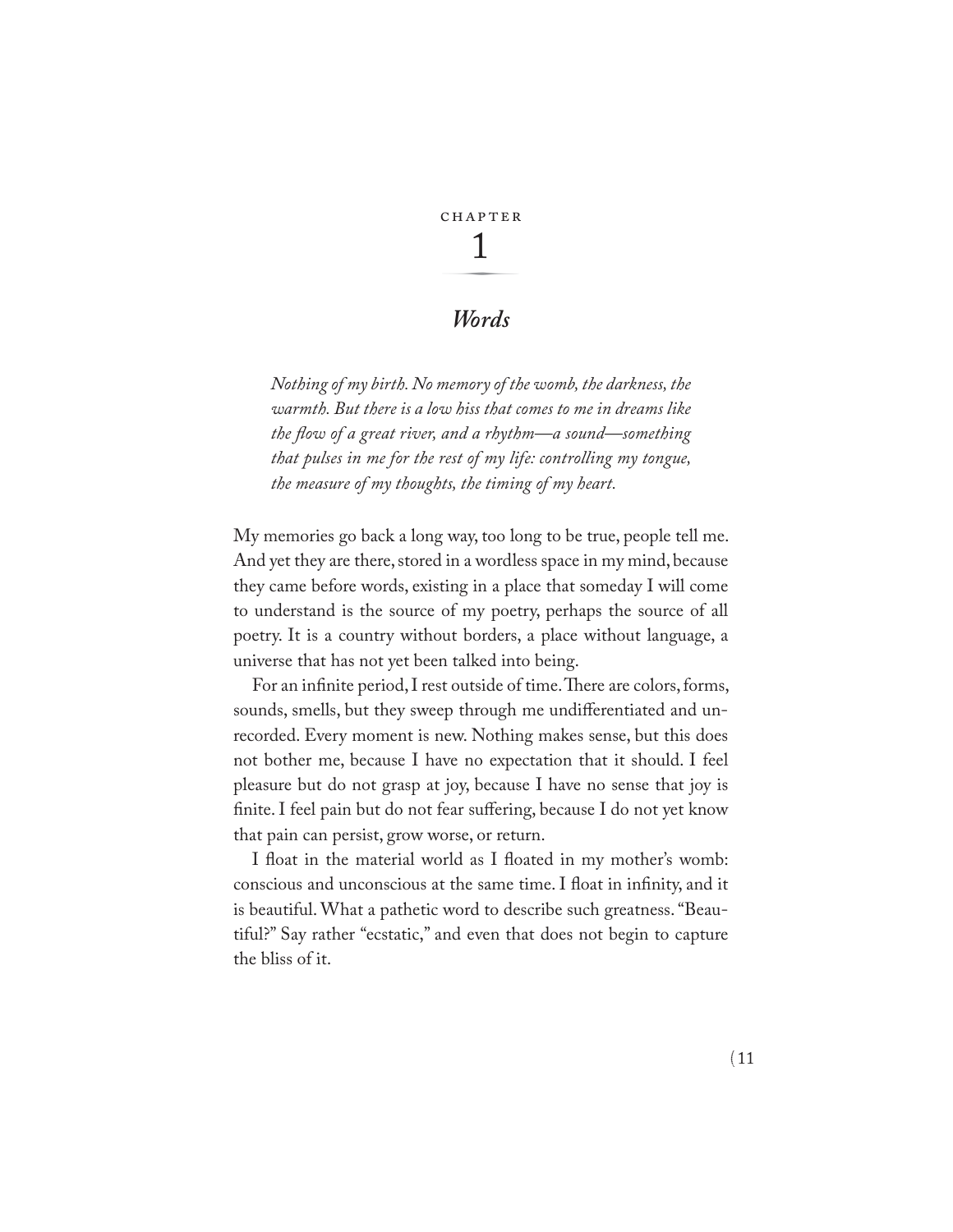# Chapter 1

## *Words*

*Nothing of my birth. No memory of the womb, the darkness, the warmth. But there is a low hiss that comes to me in dreams like the flow of a great river, and a rhythm—a sound—something that pulses in me for the rest of my life: controlling my tongue, the measure of my thoughts, the timing of my heart.*

My memories go back a long way, too long to be true, people tell me. And yet they are there, stored in a wordless space in my mind, because they came before words, existing in a place that someday I will come to understand is the source of my poetry, perhaps the source of all poetry. It is a country without borders, a place without language, a universe that has not yet been talked into being.

For an infinite period, I rest outside of time. There are colors, forms, sounds, smells, but they sweep through me undifferentiated and unrecorded. Every moment is new. Nothing makes sense, but this does not bother me, because I have no expectation that it should. I feel pleasure but do not grasp at joy, because I have no sense that joy is finite. I feel pain but do not fear suffering, because I do not yet know that pain can persist, grow worse, or return.

I float in the material world as I floated in my mother's womb: conscious and unconscious at the same time. I float in infinity, and it is beautiful. What a pathetic word to describe such greatness. "Beautiful?" Say rather "ecstatic," and even that does not begin to capture the bliss of it.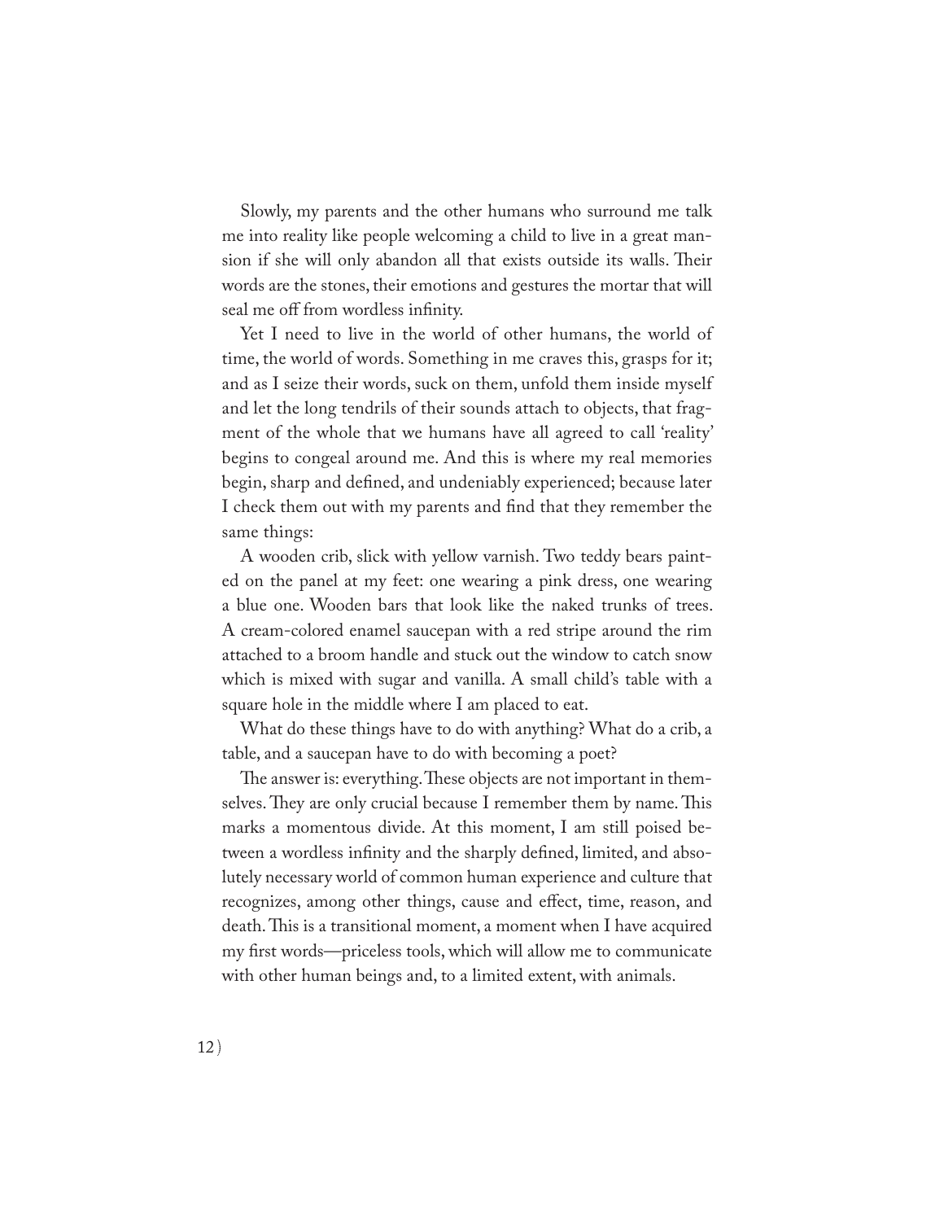Slowly, my parents and the other humans who surround me talk me into reality like people welcoming a child to live in a great mansion if she will only abandon all that exists outside its walls. Their words are the stones, their emotions and gestures the mortar that will seal me off from wordless infinity.

Yet I need to live in the world of other humans, the world of time, the world of words. Something in me craves this, grasps for it; and as I seize their words, suck on them, unfold them inside myself and let the long tendrils of their sounds attach to objects, that fragment of the whole that we humans have all agreed to call 'reality' begins to congeal around me. And this is where my real memories begin, sharp and defined, and undeniably experienced; because later I check them out with my parents and find that they remember the same things:

A wooden crib, slick with yellow varnish. Two teddy bears painted on the panel at my feet: one wearing a pink dress, one wearing a blue one. Wooden bars that look like the naked trunks of trees. A cream-colored enamel saucepan with a red stripe around the rim attached to a broom handle and stuck out the window to catch snow which is mixed with sugar and vanilla. A small child's table with a square hole in the middle where I am placed to eat.

What do these things have to do with anything? What do a crib, a table, and a saucepan have to do with becoming a poet?

The answer is: everything. These objects are not important in themselves. They are only crucial because I remember them by name. This marks a momentous divide. At this moment, I am still poised between a wordless infinity and the sharply defined, limited, and absolutely necessary world of common human experience and culture that recognizes, among other things, cause and effect, time, reason, and death. This is a transitional moment, a moment when I have acquired my first words—priceless tools, which will allow me to communicate with other human beings and, to a limited extent, with animals.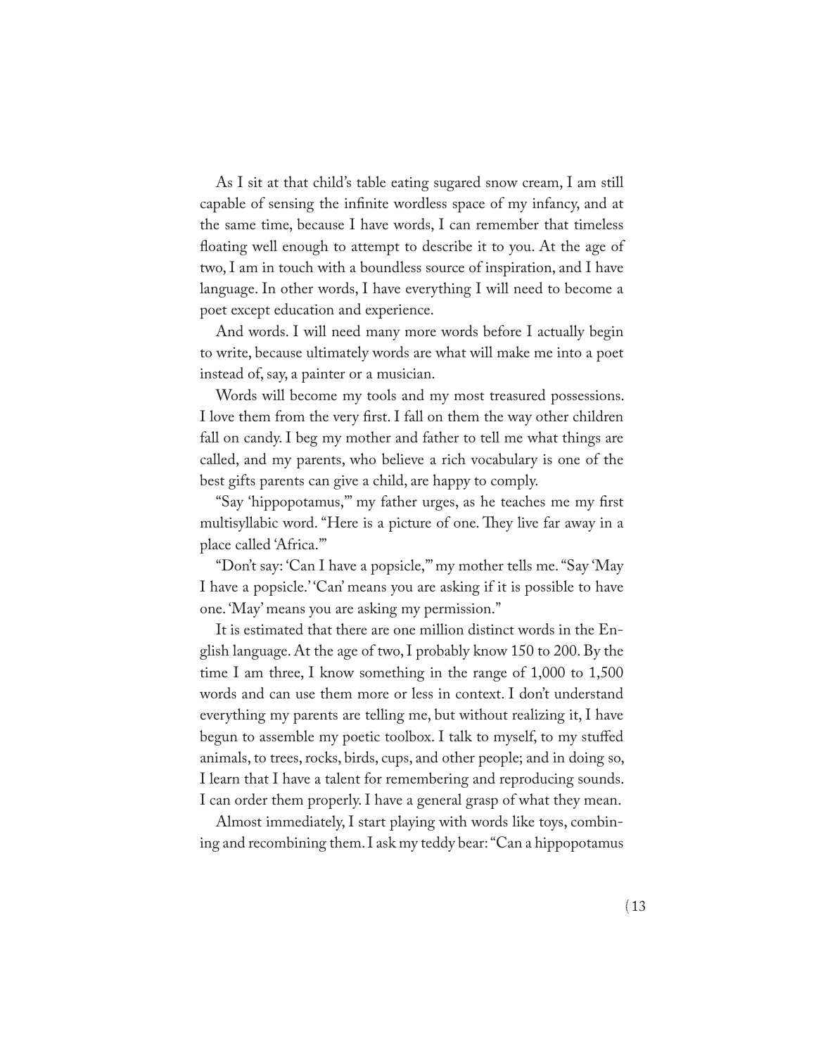As I sit at that child's table eating sugared snow cream, I am still capable of sensing the infinite wordless space of my infancy, and at the same time, because I have words, I can remember that timeless floating well enough to attempt to describe it to you. At the age of two, I am in touch with a boundless source of inspiration, and I have language. In other words, I have everything I will need to become a poet except education and experience.

And words. I will need many more words before I actually begin to write, because ultimately words are what will make me into a poet instead of, say, a painter or a musician.

Words will become my tools and my most treasured possessions. I love them from the very first. I fall on them the way other children fall on candy. I beg my mother and father to tell me what things are called, and my parents, who believe a rich vocabulary is one of the best gifts parents can give a child, are happy to comply.

"Say 'hippopotamus,'" my father urges, as he teaches me my first multisyllabic word. "Here is a picture of one. They live far away in a place called 'Africa.'"

"Don't say: 'Can I have a popsicle,'" my mother tells me. "Say 'May I have a popsicle.' 'Can' means you are asking if it is possible to have one. 'May' means you are asking my permission."

It is estimated that there are one million distinct words in the English language. At the age of two, I probably know 150 to 200. By the time I am three, I know something in the range of 1,000 to 1,500 words and can use them more or less in context. I don't understand everything my parents are telling me, but without realizing it, I have begun to assemble my poetic toolbox. I talk to myself, to my stuffed animals, to trees, rocks, birds, cups, and other people; and in doing so, I learn that I have a talent for remembering and reproducing sounds. I can order them properly. I have a general grasp of what they mean.

Almost immediately, I start playing with words like toys, combining and recombining them. I ask my teddy bear: "Can a hippopotamus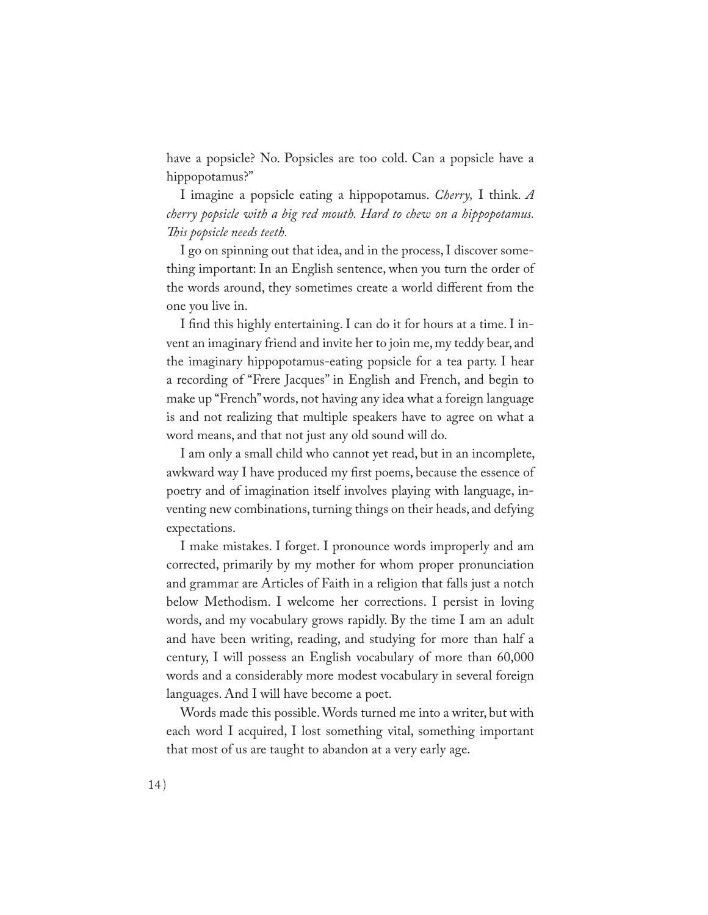have a popsicle? No. Popsicles are too cold. Can a popsicle have a hippopotamus?"

I imagine a popsicle eating a hippopotamus. *Cherry,* I think. *A cherry popsicle with a big red mouth. Hard to chew on a hippopotamus. This popsicle needs teeth.*

I go on spinning out that idea, and in the process, I discover something important: In an English sentence, when you turn the order of the words around, they sometimes create a world different from the one you live in.

I find this highly entertaining. I can do it for hours at a time. I invent an imaginary friend and invite her to join me, my teddy bear, and the imaginary hippopotamus-eating popsicle for a tea party. I hear a recording of "Frere Jacques" in English and French, and begin to make up "French" words, not having any idea what a foreign language is and not realizing that multiple speakers have to agree on what a word means, and that not just any old sound will do.

I am only a small child who cannot yet read, but in an incomplete, awkward way I have produced my first poems, because the essence of poetry and of imagination itself involves playing with language, inventing new combinations, turning things on their heads, and defying expectations.

I make mistakes. I forget. I pronounce words improperly and am corrected, primarily by my mother for whom proper pronunciation and grammar are Articles of Faith in a religion that falls just a notch below Methodism. I welcome her corrections. I persist in loving words, and my vocabulary grows rapidly. By the time I am an adult and have been writing, reading, and studying for more than half a century, I will possess an English vocabulary of more than 60,000 words and a considerably more modest vocabulary in several foreign languages. And I will have become a poet.

Words made this possible. Words turned me into a writer, but with each word I acquired, I lost something vital, something important that most of us are taught to abandon at a very early age.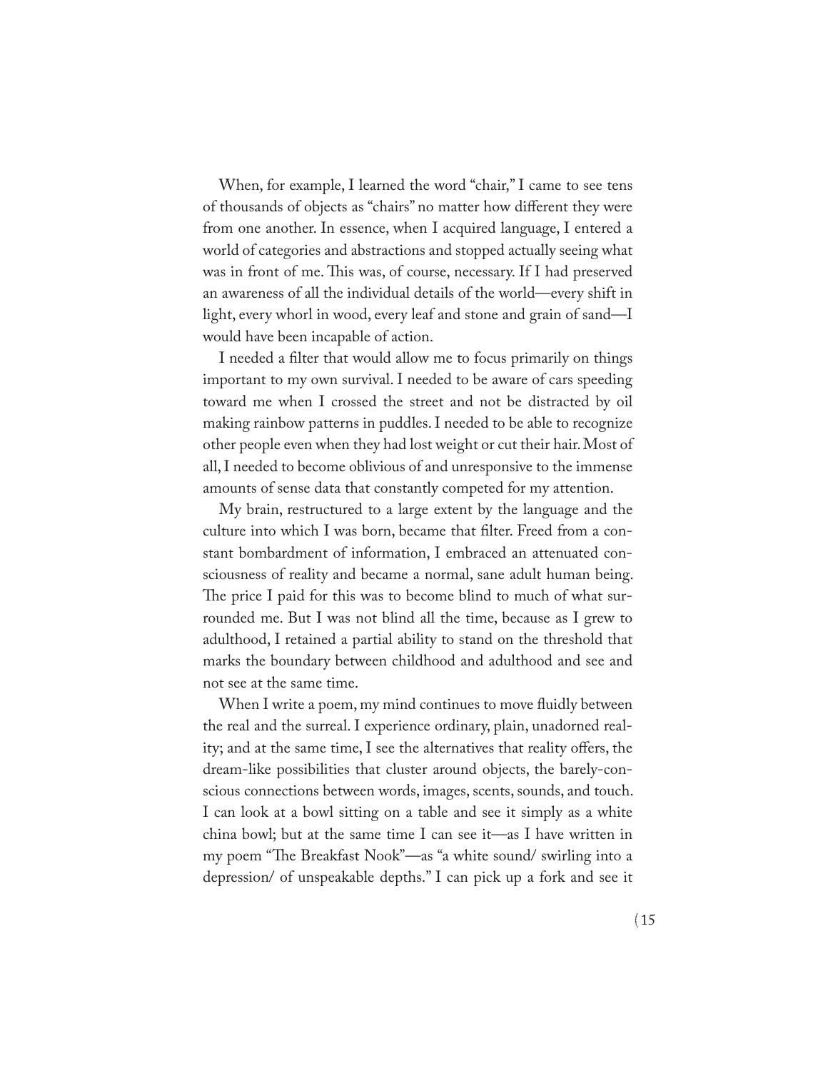When, for example, I learned the word "chair," I came to see tens of thousands of objects as "chairs" no matter how different they were from one another. In essence, when I acquired language, I entered a world of categories and abstractions and stopped actually seeing what was in front of me. This was, of course, necessary. If I had preserved an awareness of all the individual details of the world—every shift in light, every whorl in wood, every leaf and stone and grain of sand—I would have been incapable of action.

I needed a filter that would allow me to focus primarily on things important to my own survival. I needed to be aware of cars speeding toward me when I crossed the street and not be distracted by oil making rainbow patterns in puddles. I needed to be able to recognize other people even when they had lost weight or cut their hair. Most of all, I needed to become oblivious of and unresponsive to the immense amounts of sense data that constantly competed for my attention.

My brain, restructured to a large extent by the language and the culture into which I was born, became that filter. Freed from a constant bombardment of information, I embraced an attenuated consciousness of reality and became a normal, sane adult human being. The price I paid for this was to become blind to much of what surrounded me. But I was not blind all the time, because as I grew to adulthood, I retained a partial ability to stand on the threshold that marks the boundary between childhood and adulthood and see and not see at the same time.

When I write a poem, my mind continues to move fluidly between the real and the surreal. I experience ordinary, plain, unadorned reality; and at the same time, I see the alternatives that reality offers, the dream-like possibilities that cluster around objects, the barely-conscious connections between words, images, scents, sounds, and touch. I can look at a bowl sitting on a table and see it simply as a white china bowl; but at the same time I can see it—as I have written in my poem "The Breakfast Nook"—as "a white sound/ swirling into a depression/ of unspeakable depths." I can pick up a fork and see it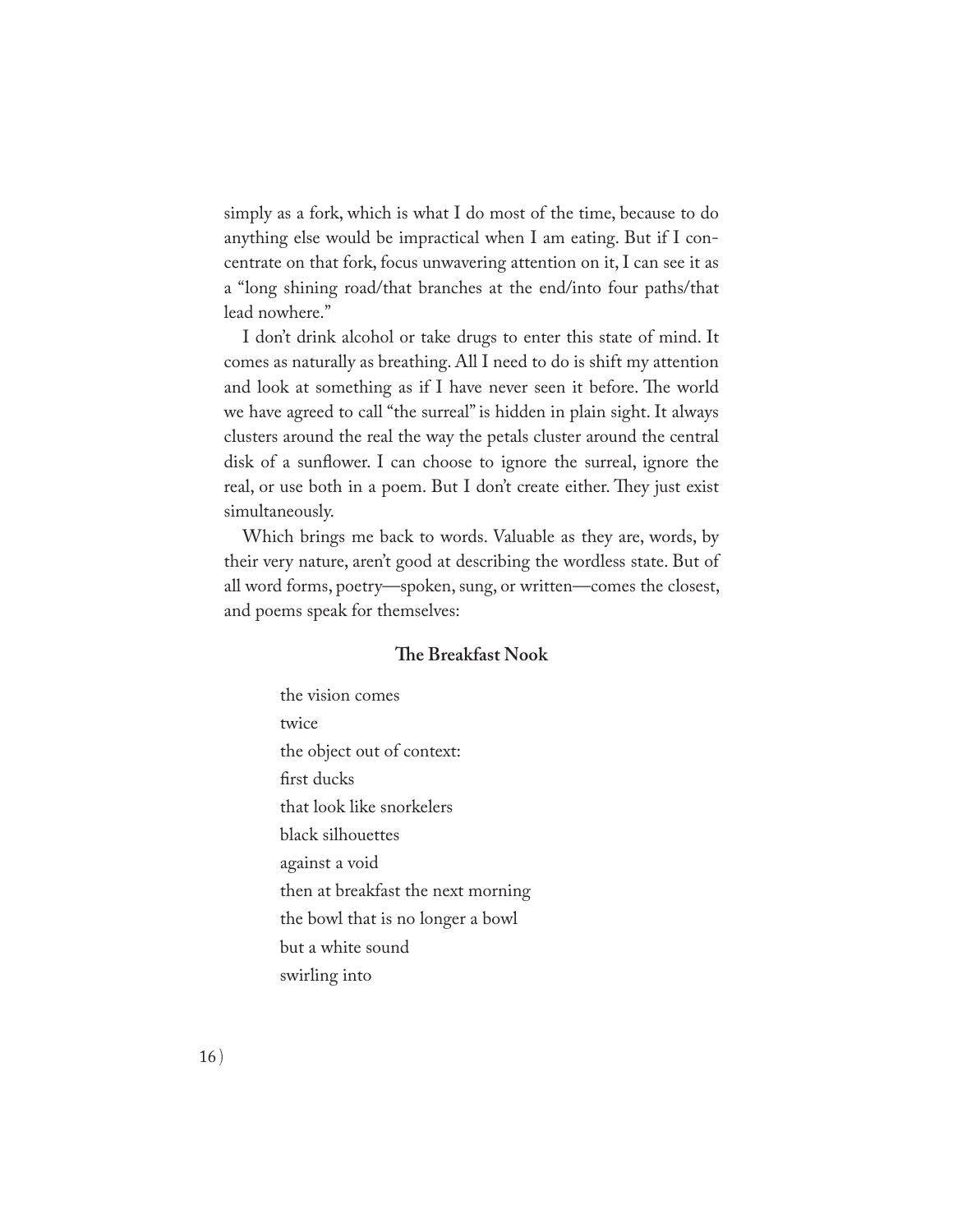simply as a fork, which is what I do most of the time, because to do anything else would be impractical when I am eating. But if I concentrate on that fork, focus unwavering attention on it, I can see it as a "long shining road/that branches at the end/into four paths/that lead nowhere."

I don't drink alcohol or take drugs to enter this state of mind. It comes as naturally as breathing. All I need to do is shift my attention and look at something as if I have never seen it before. The world we have agreed to call "the surreal" is hidden in plain sight. It always clusters around the real the way the petals cluster around the central disk of a sunflower. I can choose to ignore the surreal, ignore the real, or use both in a poem. But I don't create either. They just exist simultaneously.

Which brings me back to words. Valuable as they are, words, by their very nature, aren't good at describing the wordless state. But of all word forms, poetry—spoken, sung, or written—comes the closest, and poems speak for themselves:

**The Breakfast Nook**

the vision comes  
twice  
the object out of context:  
first ducks  
that look like snorkelers  
black silhouettes  
against a void  
then at breakfast the next morning  
the bowl that is no longer a bowl  
but a white sound  
swirling into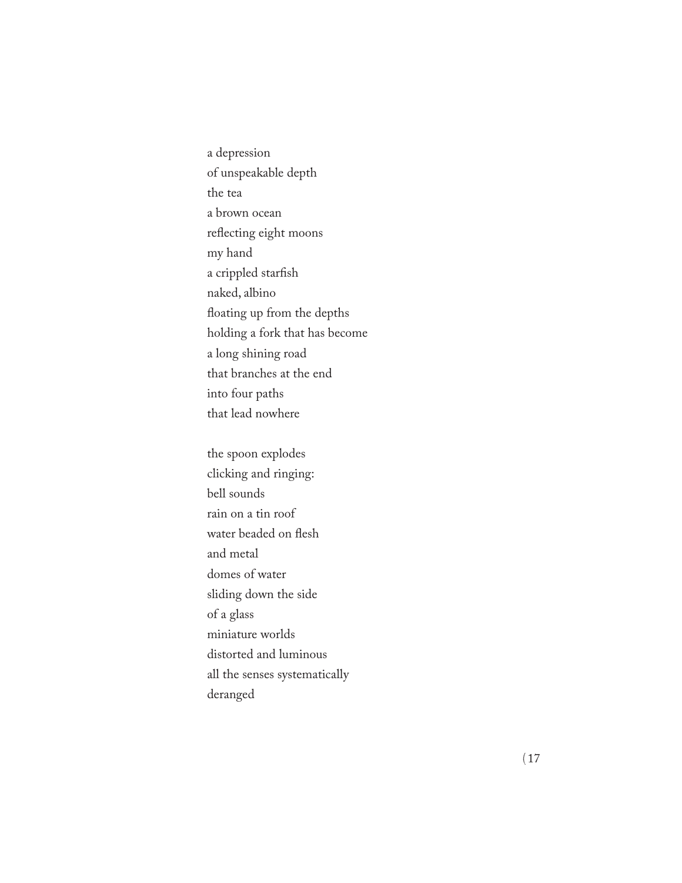a depression  
of unspeakable depth  
the tea  
a brown ocean  
reflecting eight moons  
my hand  
a crippled starfish  
naked, albino  
floating up from the depths  
holding a fork that has become  
a long shining road  
that branches at the end  
into four paths  
that lead nowhere

the spoon explodes  
clicking and ringing:  
bell sounds  
rain on a tin roof  
water beaded on flesh  
and metal  
domes of water  
sliding down the side  
of a glass  
miniature worlds  
distorted and luminous  
all the senses systematically  
deranged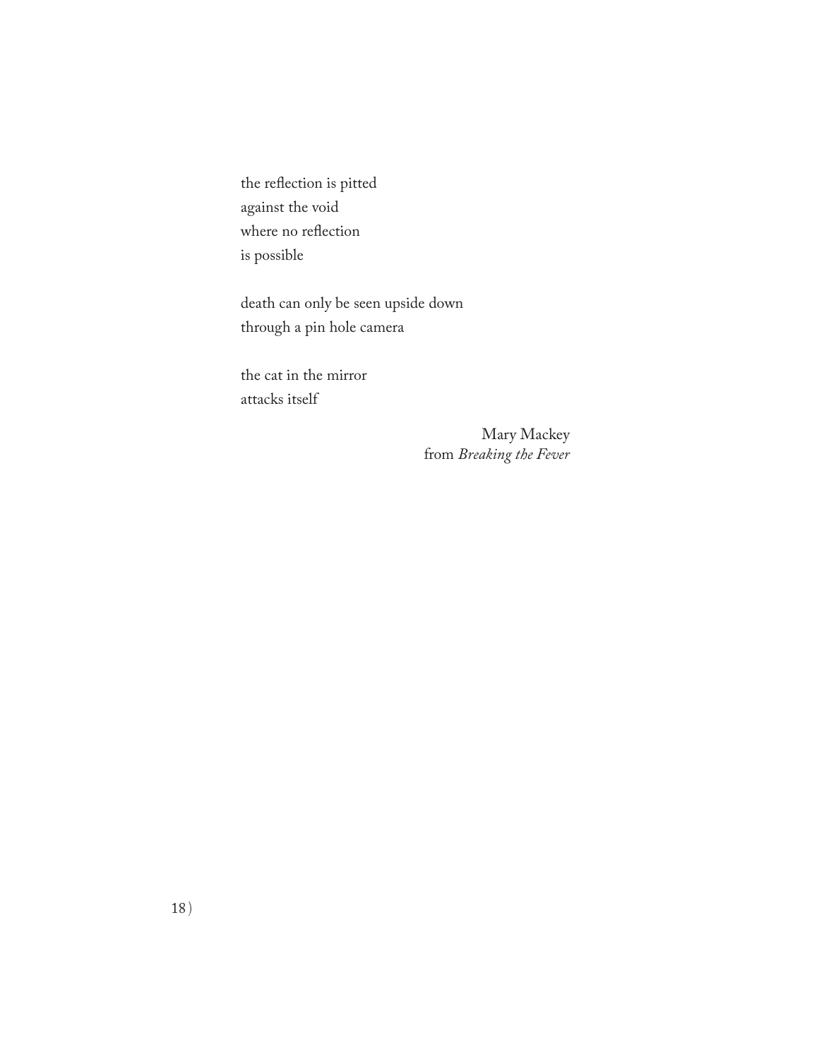the reflection is pitted  
against the void  
where no reflection  
is possible

death can only be seen upside down  
through a pin hole camera

the cat in the mirror  
attacks itself

Mary Mackey  
from *Breaking the Fever*